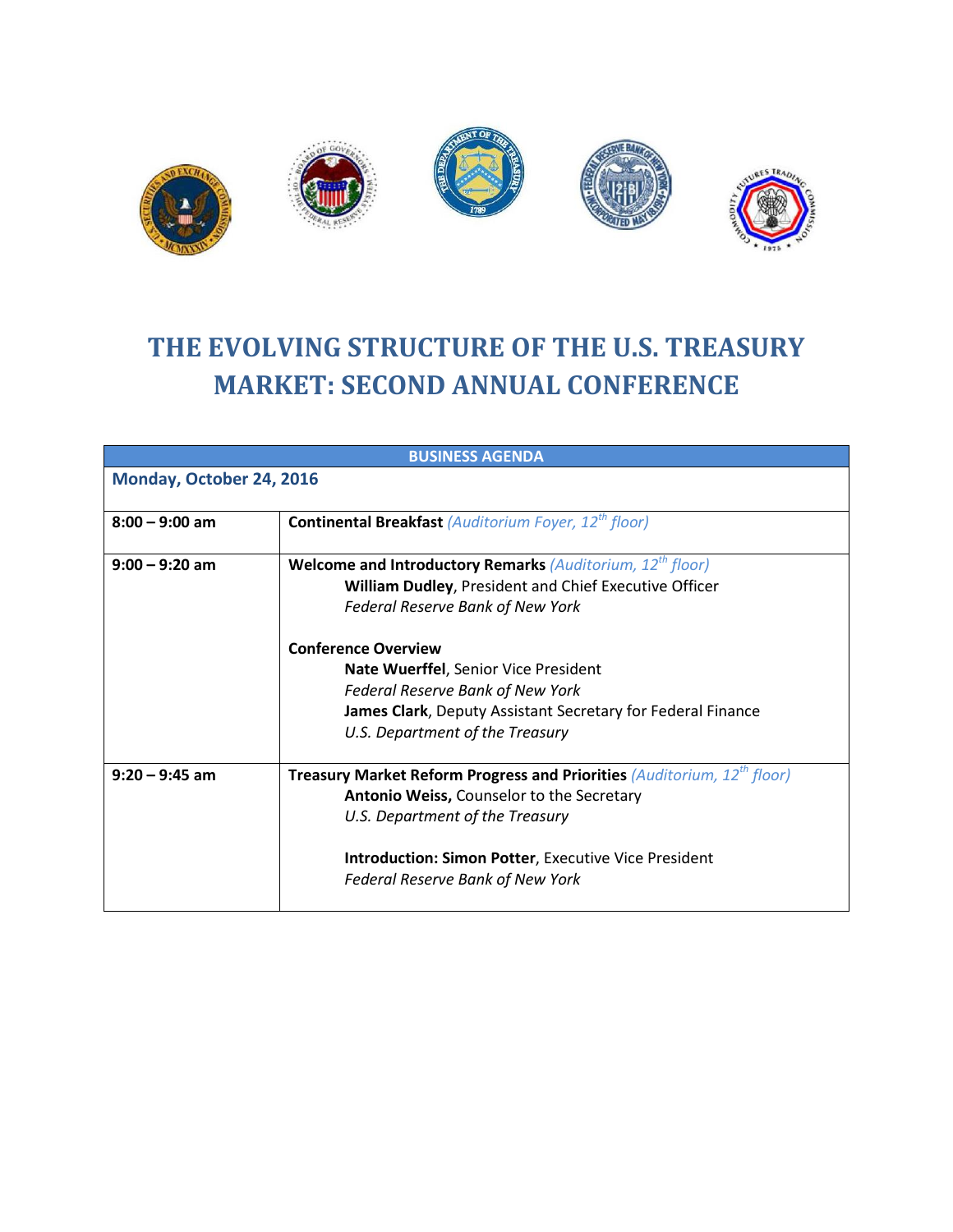# THE EVOLVING STRUCTURE OF THE U.S. TREASURY MARKET: SECOND ANNUAL CONFERENCE

| BUSINESS AGENDA | |
|---|---|
| **Monday, October 24, 2016** | |
| **8:00 – 9:00 am** | **Continental Breakfast** *(Auditorium Foyer, 12th floor)* |
| **9:00 – 9:20 am** | **Welcome and Introductory Remarks** *(Auditorium, 12th floor)*<br>**William Dudley**, President and Chief Executive Officer<br>*Federal Reserve Bank of New York*<br><br>**Conference Overview**<br>**Nate Wuerffel**, Senior Vice President<br>*Federal Reserve Bank of New York*<br>**James Clark**, Deputy Assistant Secretary for Federal Finance<br>*U.S. Department of the Treasury* |
| **9:20 – 9:45 am** | **Treasury Market Reform Progress and Priorities** *(Auditorium, 12th floor)*<br>**Antonio Weiss,** Counselor to the Secretary<br>*U.S. Department of the Treasury*<br><br>**Introduction: Simon Potter**, Executive Vice President<br>*Federal Reserve Bank of New York* |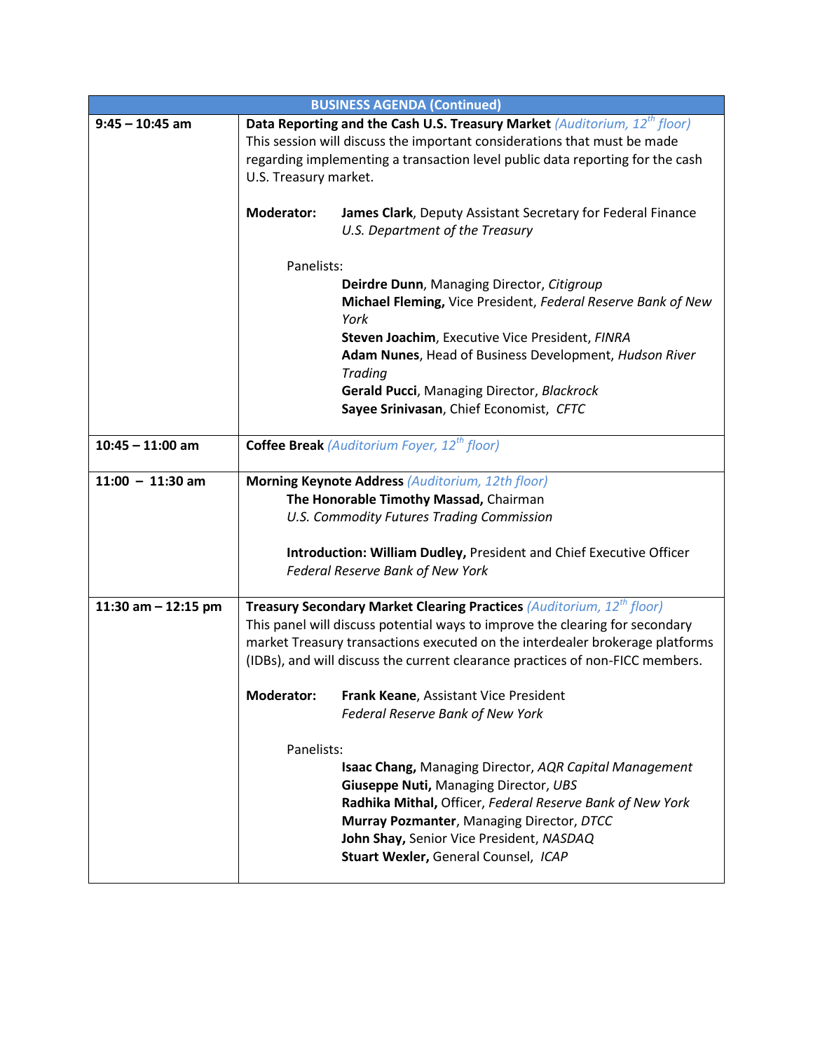| BUSINESS AGENDA (Continued) | |
|---|---|
| **9:45 – 10:45 am** | **Data Reporting and the Cash U.S. Treasury Market** *(Auditorium, 12th floor)*<br>This session will discuss the important considerations that must be made regarding implementing a transaction level public data reporting for the cash U.S. Treasury market.<br><br>**Moderator:** **James Clark**, Deputy Assistant Secretary for Federal Finance *U.S. Department of the Treasury*<br><br>Panelists:<br>**Deirdre Dunn**, Managing Director, *Citigroup*<br>**Michael Fleming,** Vice President, *Federal Reserve Bank of New York*<br>**Steven Joachim**, Executive Vice President, *FINRA*<br>**Adam Nunes**, Head of Business Development, *Hudson River Trading*<br>**Gerald Pucci**, Managing Director, *Blackrock*<br>**Sayee Srinivasan**, Chief Economist, *CFTC* |
| **10:45 – 11:00 am** | **Coffee Break** *(Auditorium Foyer, 12th floor)* |
| **11:00 – 11:30 am** | **Morning Keynote Address** *(Auditorium, 12th floor)*<br>**The Honorable Timothy Massad,** Chairman<br>*U.S. Commodity Futures Trading Commission*<br><br>**Introduction: William Dudley,** President and Chief Executive Officer<br>*Federal Reserve Bank of New York* |
| **11:30 am – 12:15 pm** | **Treasury Secondary Market Clearing Practices** *(Auditorium, 12th floor)*<br>This panel will discuss potential ways to improve the clearing for secondary market Treasury transactions executed on the interdealer brokerage platforms (IDBs), and will discuss the current clearance practices of non-FICC members.<br><br>**Moderator:** **Frank Keane**, Assistant Vice President *Federal Reserve Bank of New York*<br><br>Panelists:<br>**Isaac Chang,** Managing Director, *AQR Capital Management*<br>**Giuseppe Nuti,** Managing Director, *UBS*<br>**Radhika Mithal,** Officer, *Federal Reserve Bank of New York*<br>**Murray Pozmanter**, Managing Director, *DTCC*<br>**John Shay,** Senior Vice President, *NASDAQ*<br>**Stuart Wexler,** General Counsel, *ICAP* |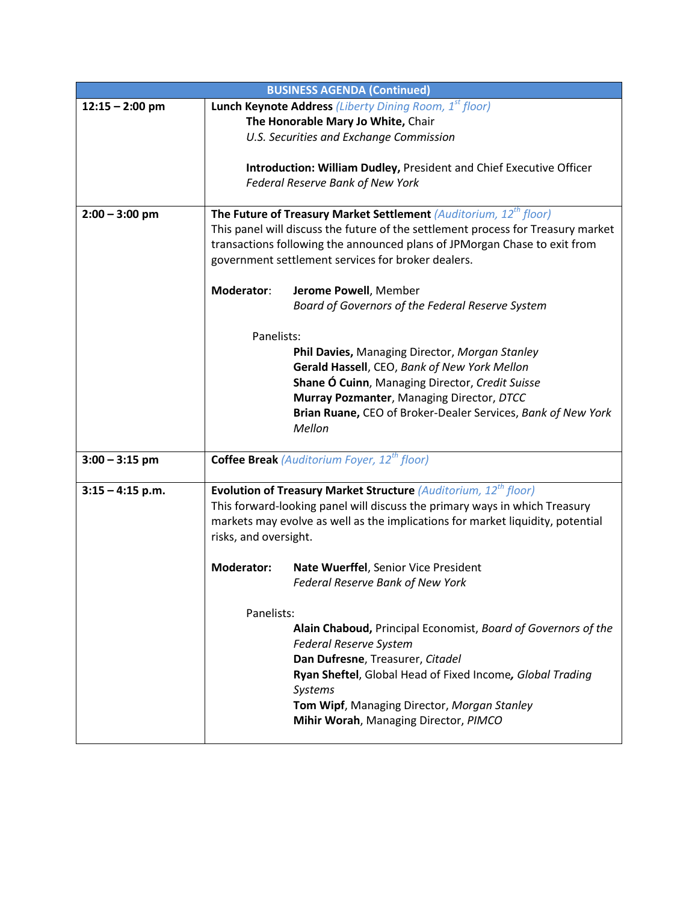| BUSINESS AGENDA (Continued) | |
|---|---|
| **12:15 – 2:00 pm** | **Lunch Keynote Address** *(Liberty Dining Room, 1st floor)*<br>**The Honorable Mary Jo White,** Chair<br>*U.S. Securities and Exchange Commission*<br><br>**Introduction: William Dudley,** President and Chief Executive Officer<br>*Federal Reserve Bank of New York* |
| **2:00 – 3:00 pm** | **The Future of Treasury Market Settlement** *(Auditorium, 12th floor)*<br>This panel will discuss the future of the settlement process for Treasury market transactions following the announced plans of JPMorgan Chase to exit from government settlement services for broker dealers.<br><br>**Moderator**: **Jerome Powell**, Member<br>*Board of Governors of the Federal Reserve System*<br><br>Panelists:<br>**Phil Davies,** Managing Director, *Morgan Stanley*<br>**Gerald Hassell**, CEO, *Bank of New York Mellon*<br>**Shane Ó Cuinn**, Managing Director, *Credit Suisse*<br>**Murray Pozmanter**, Managing Director, *DTCC*<br>**Brian Ruane,** CEO of Broker-Dealer Services, *Bank of New York Mellon* |
| **3:00 – 3:15 pm** | **Coffee Break** *(Auditorium Foyer, 12th floor)* |
| **3:15 – 4:15 p.m.** | **Evolution of Treasury Market Structure** *(Auditorium, 12th floor)*<br>This forward-looking panel will discuss the primary ways in which Treasury markets may evolve as well as the implications for market liquidity, potential risks, and oversight.<br><br>**Moderator:** **Nate Wuerffel**, Senior Vice President<br>*Federal Reserve Bank of New York*<br><br>Panelists:<br>**Alain Chaboud,** Principal Economist, *Board of Governors of the Federal Reserve System*<br>**Dan Dufresne**, Treasurer, *Citadel*<br>**Ryan Sheftel**, Global Head of Fixed Income, *Global Trading Systems*<br>**Tom Wipf**, Managing Director, *Morgan Stanley*<br>**Mihir Worah**, Managing Director, *PIMCO* |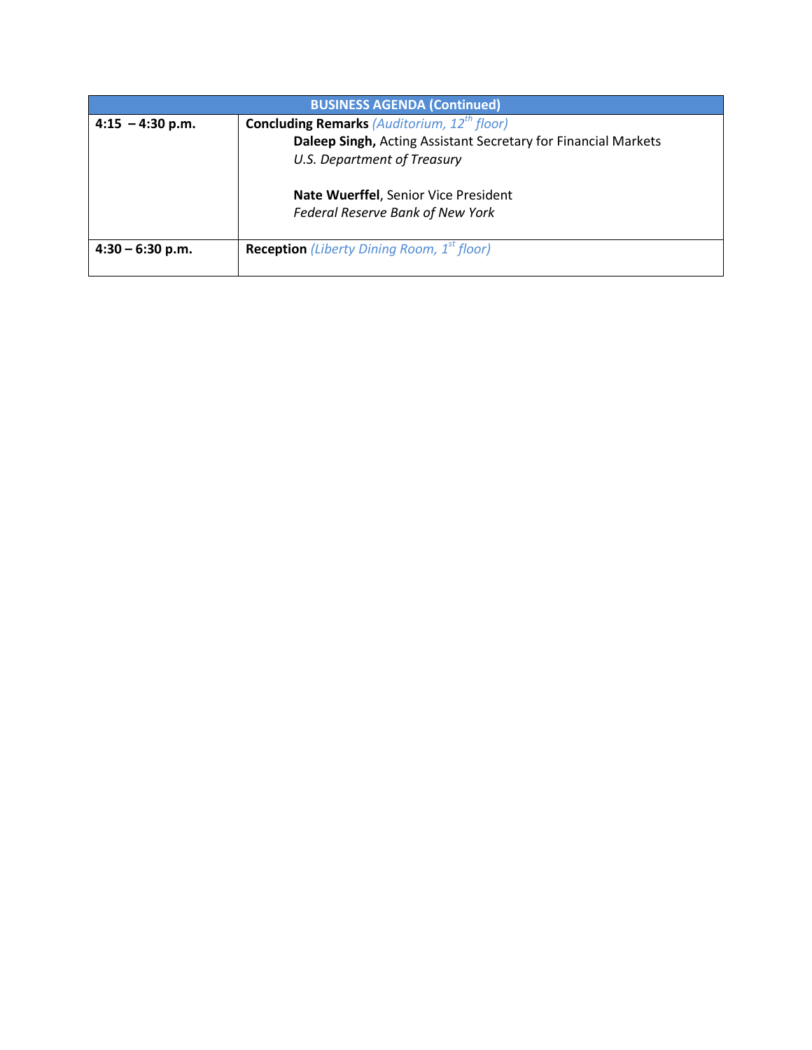| BUSINESS AGENDA (Continued) | |
|---|---|
| **4:15 – 4:30 p.m.** | **Concluding Remarks** *(Auditorium, 12th floor)*<br>**Daleep Singh,** Acting Assistant Secretary for Financial Markets<br>*U.S. Department of Treasury*<br><br>**Nate Wuerffel**, Senior Vice President<br>*Federal Reserve Bank of New York* |
| **4:30 – 6:30 p.m.** | **Reception** *(Liberty Dining Room, 1st floor)* |